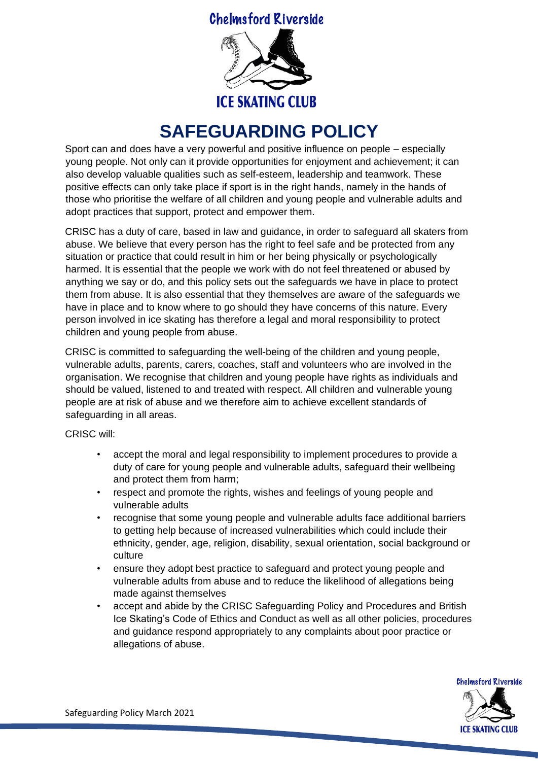Chelmsford Riverside

ICE SKATING CLUB

# SAFEGUARDING POLICY

Sport can and does have a very powerful and positive influence on people – especially young people. Not only can it provide opportunities for enjoyment and achievement; it can also develop valuable qualities such as self-esteem, leadership and teamwork. These positive effects can only take place if sport is in the right hands, namely in the hands of those who prioritise the welfare of all children and young people and vulnerable adults and adopt practices that support, protect and empower them.

CRISC has a duty of care, based in law and guidance, in order to safeguard all skaters from abuse. We believe that every person has the right to feel safe and be protected from any situation or practice that could result in him or her being physically or psychologically harmed. It is essential that the people we work with do not feel threatened or abused by anything we say or do, and this policy sets out the safeguards we have in place to protect them from abuse. It is also essential that they themselves are aware of the safeguards we have in place and to know where to go should they have concerns of this nature. Every person involved in ice skating has therefore a legal and moral responsibility to protect children and young people from abuse.

CRISC is committed to safeguarding the well-being of the children and young people, vulnerable adults, parents, carers, coaches, staff and volunteers who are involved in the organisation. We recognise that children and young people have rights as individuals and should be valued, listened to and treated with respect. All children and vulnerable young people are at risk of abuse and we therefore aim to achieve excellent standards of safeguarding in all areas.

CRISC will:

- accept the moral and legal responsibility to implement procedures to provide a duty of care for young people and vulnerable adults, safeguard their wellbeing and protect them from harm;
- respect and promote the rights, wishes and feelings of young people and vulnerable adults
- recognise that some young people and vulnerable adults face additional barriers to getting help because of increased vulnerabilities which could include their ethnicity, gender, age, religion, disability, sexual orientation, social background or culture
- ensure they adopt best practice to safeguard and protect young people and vulnerable adults from abuse and to reduce the likelihood of allegations being made against themselves
- accept and abide by the CRISC Safeguarding Policy and Procedures and British Ice Skating's Code of Ethics and Conduct as well as all other policies, procedures and guidance respond appropriately to any complaints about poor practice or allegations of abuse.

Safeguarding Policy March 2021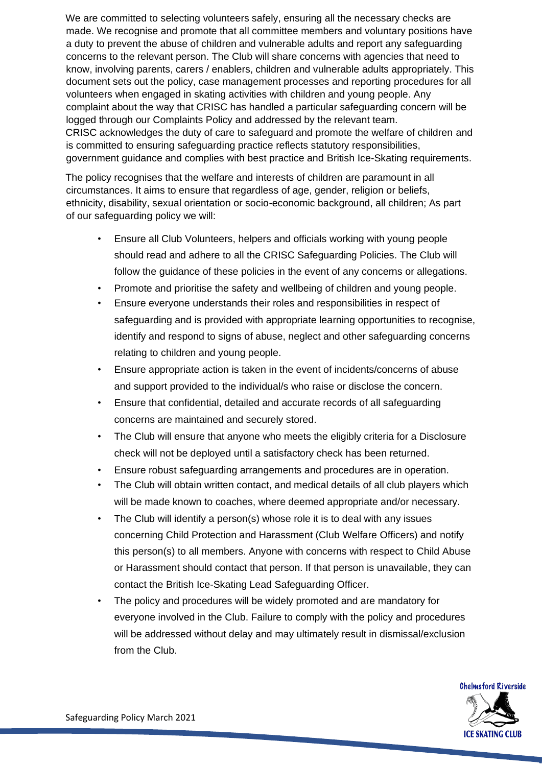We are committed to selecting volunteers safely, ensuring all the necessary checks are made. We recognise and promote that all committee members and voluntary positions have a duty to prevent the abuse of children and vulnerable adults and report any safeguarding concerns to the relevant person. The Club will share concerns with agencies that need to know, involving parents, carers / enablers, children and vulnerable adults appropriately. This document sets out the policy, case management processes and reporting procedures for all volunteers when engaged in skating activities with children and young people. Any complaint about the way that CRISC has handled a particular safeguarding concern will be logged through our Complaints Policy and addressed by the relevant team. CRISC acknowledges the duty of care to safeguard and promote the welfare of children and is committed to ensuring safeguarding practice reflects statutory responsibilities, government guidance and complies with best practice and British Ice-Skating requirements.

The policy recognises that the welfare and interests of children are paramount in all circumstances. It aims to ensure that regardless of age, gender, religion or beliefs, ethnicity, disability, sexual orientation or socio-economic background, all children; As part of our safeguarding policy we will:

- Ensure all Club Volunteers, helpers and officials working with young people should read and adhere to all the CRISC Safeguarding Policies. The Club will follow the guidance of these policies in the event of any concerns or allegations.
- Promote and prioritise the safety and wellbeing of children and young people.
- Ensure everyone understands their roles and responsibilities in respect of safeguarding and is provided with appropriate learning opportunities to recognise, identify and respond to signs of abuse, neglect and other safeguarding concerns relating to children and young people.
- Ensure appropriate action is taken in the event of incidents/concerns of abuse and support provided to the individual/s who raise or disclose the concern.
- Ensure that confidential, detailed and accurate records of all safeguarding concerns are maintained and securely stored.
- The Club will ensure that anyone who meets the eligibly criteria for a Disclosure check will not be deployed until a satisfactory check has been returned.
- Ensure robust safeguarding arrangements and procedures are in operation.
- The Club will obtain written contact, and medical details of all club players which will be made known to coaches, where deemed appropriate and/or necessary.
- The Club will identify a person(s) whose role it is to deal with any issues concerning Child Protection and Harassment (Club Welfare Officers) and notify this person(s) to all members. Anyone with concerns with respect to Child Abuse or Harassment should contact that person. If that person is unavailable, they can contact the British Ice-Skating Lead Safeguarding Officer.
- The policy and procedures will be widely promoted and are mandatory for everyone involved in the Club. Failure to comply with the policy and procedures will be addressed without delay and may ultimately result in dismissal/exclusion from the Club.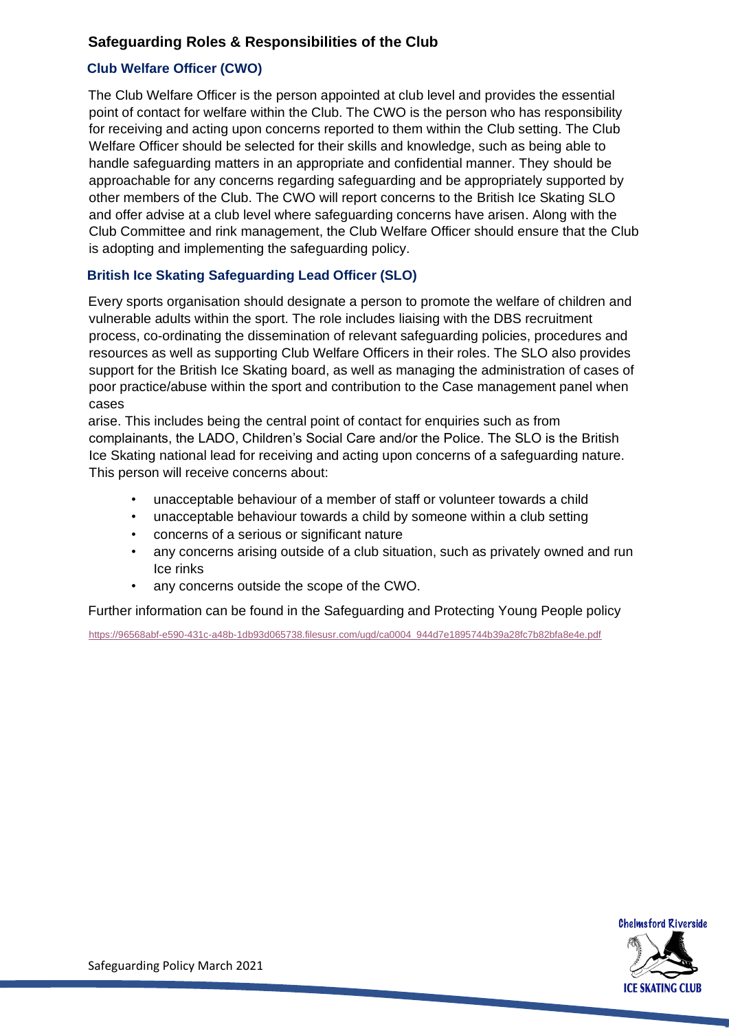## Safeguarding Roles & Responsibilities of the Club

### Club Welfare Officer (CWO)

The Club Welfare Officer is the person appointed at club level and provides the essential point of contact for welfare within the Club. The CWO is the person who has responsibility for receiving and acting upon concerns reported to them within the Club setting. The Club Welfare Officer should be selected for their skills and knowledge, such as being able to handle safeguarding matters in an appropriate and confidential manner. They should be approachable for any concerns regarding safeguarding and be appropriately supported by other members of the Club. The CWO will report concerns to the British Ice Skating SLO and offer advise at a club level where safeguarding concerns have arisen. Along with the Club Committee and rink management, the Club Welfare Officer should ensure that the Club is adopting and implementing the safeguarding policy.

### British Ice Skating Safeguarding Lead Officer (SLO)

Every sports organisation should designate a person to promote the welfare of children and vulnerable adults within the sport. The role includes liaising with the DBS recruitment process, co-ordinating the dissemination of relevant safeguarding policies, procedures and resources as well as supporting Club Welfare Officers in their roles. The SLO also provides support for the British Ice Skating board, as well as managing the administration of cases of poor practice/abuse within the sport and contribution to the Case management panel when cases arise. This includes being the central point of contact for enquiries such as from complainants, the LADO, Children's Social Care and/or the Police. The SLO is the British Ice Skating national lead for receiving and acting upon concerns of a safeguarding nature. This person will receive concerns about:

- unacceptable behaviour of a member of staff or volunteer towards a child
- unacceptable behaviour towards a child by someone within a club setting
- concerns of a serious or significant nature
- any concerns arising outside of a club situation, such as privately owned and run Ice rinks
- any concerns outside the scope of the CWO.

Further information can be found in the Safeguarding and Protecting Young People policy

https://96568abf-e590-431c-a48b-1db93d065738.filesusr.com/ugd/ca0004_944d7e1895744b39a28fc7b82bfa8e4e.pdf